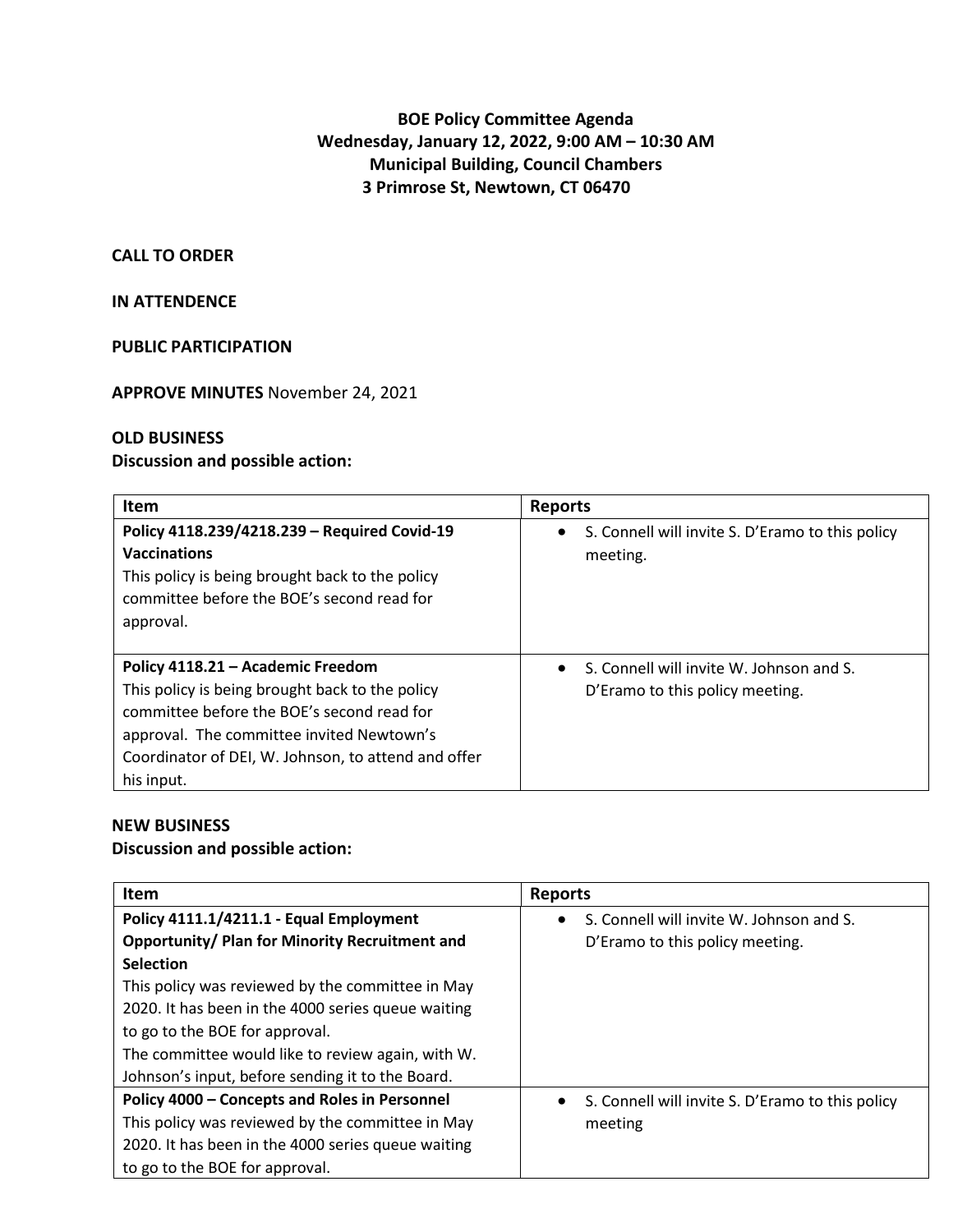**BOE Policy Committee Agenda**
**Wednesday, January 12, 2022, 9:00 AM – 10:30 AM**
**Municipal Building, Council Chambers**
**3 Primrose St, Newtown, CT 06470**

**CALL TO ORDER**

**IN ATTENDENCE**

**PUBLIC PARTICIPATION**

**APPROVE MINUTES** November 24, 2021

**OLD BUSINESS**
**Discussion and possible action:**

| Item | Reports |
|---|---|
| **Policy 4118.239/4218.239 – Required Covid-19 Vaccinations**<br>This policy is being brought back to the policy committee before the BOE's second read for approval. | • S. Connell will invite S. D'Eramo to this policy meeting. |
| **Policy 4118.21 – Academic Freedom**<br>This policy is being brought back to the policy committee before the BOE's second read for approval. The committee invited Newtown's Coordinator of DEI, W. Johnson, to attend and offer his input. | • S. Connell will invite W. Johnson and S. D'Eramo to this policy meeting. |

**NEW BUSINESS**
**Discussion and possible action:**

| Item | Reports |
|---|---|
| **Policy 4111.1/4211.1 - Equal Employment Opportunity/ Plan for Minority Recruitment and Selection**<br>This policy was reviewed by the committee in May 2020. It has been in the 4000 series queue waiting to go to the BOE for approval.<br>The committee would like to review again, with W. Johnson's input, before sending it to the Board. | • S. Connell will invite W. Johnson and S. D'Eramo to this policy meeting. |
| **Policy 4000 – Concepts and Roles in Personnel**<br>This policy was reviewed by the committee in May 2020. It has been in the 4000 series queue waiting to go to the BOE for approval. | • S. Connell will invite S. D'Eramo to this policy meeting |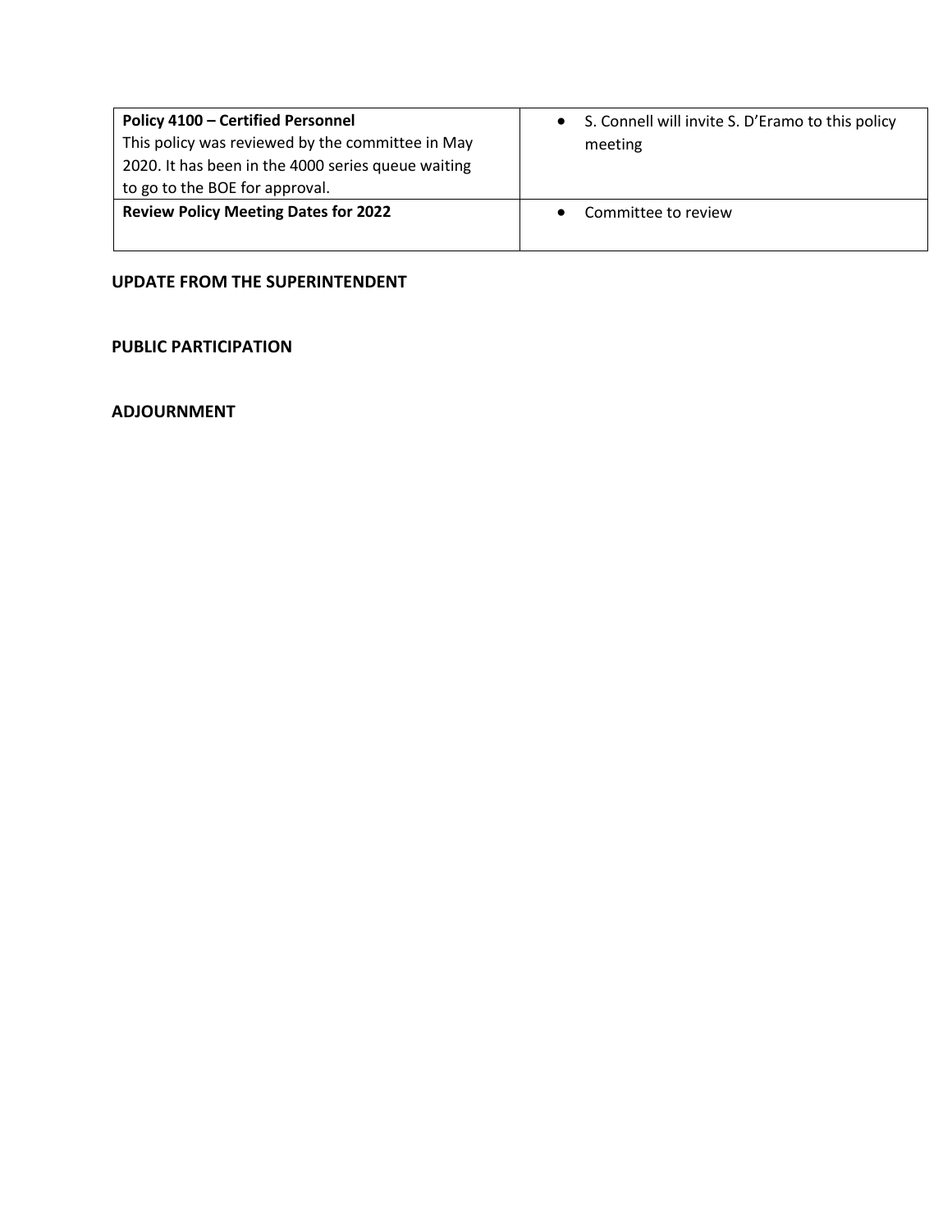| | |
|---|---|
| **Policy 4100 – Certified Personnel**<br>This policy was reviewed by the committee in May 2020. It has been in the 4000 series queue waiting to go to the BOE for approval. | • S. Connell will invite S. D'Eramo to this policy meeting |
| **Review Policy Meeting Dates for 2022** | • Committee to review |

**UPDATE FROM THE SUPERINTENDENT**

**PUBLIC PARTICIPATION**

**ADJOURNMENT**